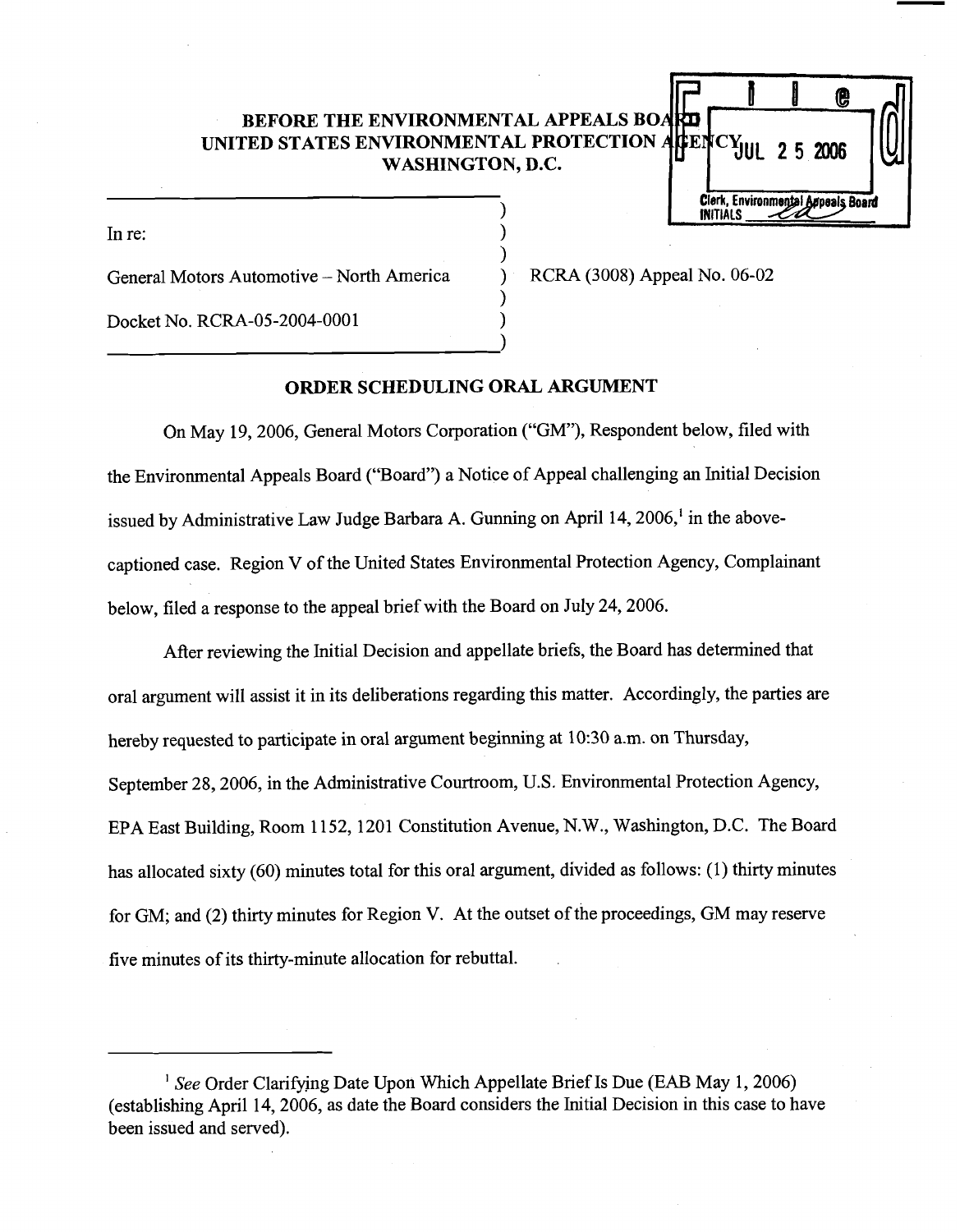**BEFORE THE ENVIRONMENTAL APPEALS BOARD**
**UNITED STATES ENVIRONMENTAL PROTECTION AGENCY**
**WASHINGTON, D.C.**

Filed
JUL 25 2006
Clerk, Environmental Appeals Board
INITIALS

In re:

General Motors Automotive – North America

Docket No. RCRA-05-2004-0001

RCRA (3008) Appeal No. 06-02

## ORDER SCHEDULING ORAL ARGUMENT

On May 19, 2006, General Motors Corporation ("GM"), Respondent below, filed with the Environmental Appeals Board ("Board") a Notice of Appeal challenging an Initial Decision issued by Administrative Law Judge Barbara A. Gunning on April 14, 2006,[1] in the above-captioned case. Region V of the United States Environmental Protection Agency, Complainant below, filed a response to the appeal brief with the Board on July 24, 2006.

After reviewing the Initial Decision and appellate briefs, the Board has determined that oral argument will assist it in its deliberations regarding this matter. Accordingly, the parties are hereby requested to participate in oral argument beginning at 10:30 a.m. on Thursday, September 28, 2006, in the Administrative Courtroom, U.S. Environmental Protection Agency, EPA East Building, Room 1152, 1201 Constitution Avenue, N.W., Washington, D.C. The Board has allocated sixty (60) minutes total for this oral argument, divided as follows: (1) thirty minutes for GM; and (2) thirty minutes for Region V. At the outset of the proceedings, GM may reserve five minutes of its thirty-minute allocation for rebuttal.

---

[1] *See* Order Clarifying Date Upon Which Appellate Brief Is Due (EAB May 1, 2006) (establishing April 14, 2006, as date the Board considers the Initial Decision in this case to have been issued and served).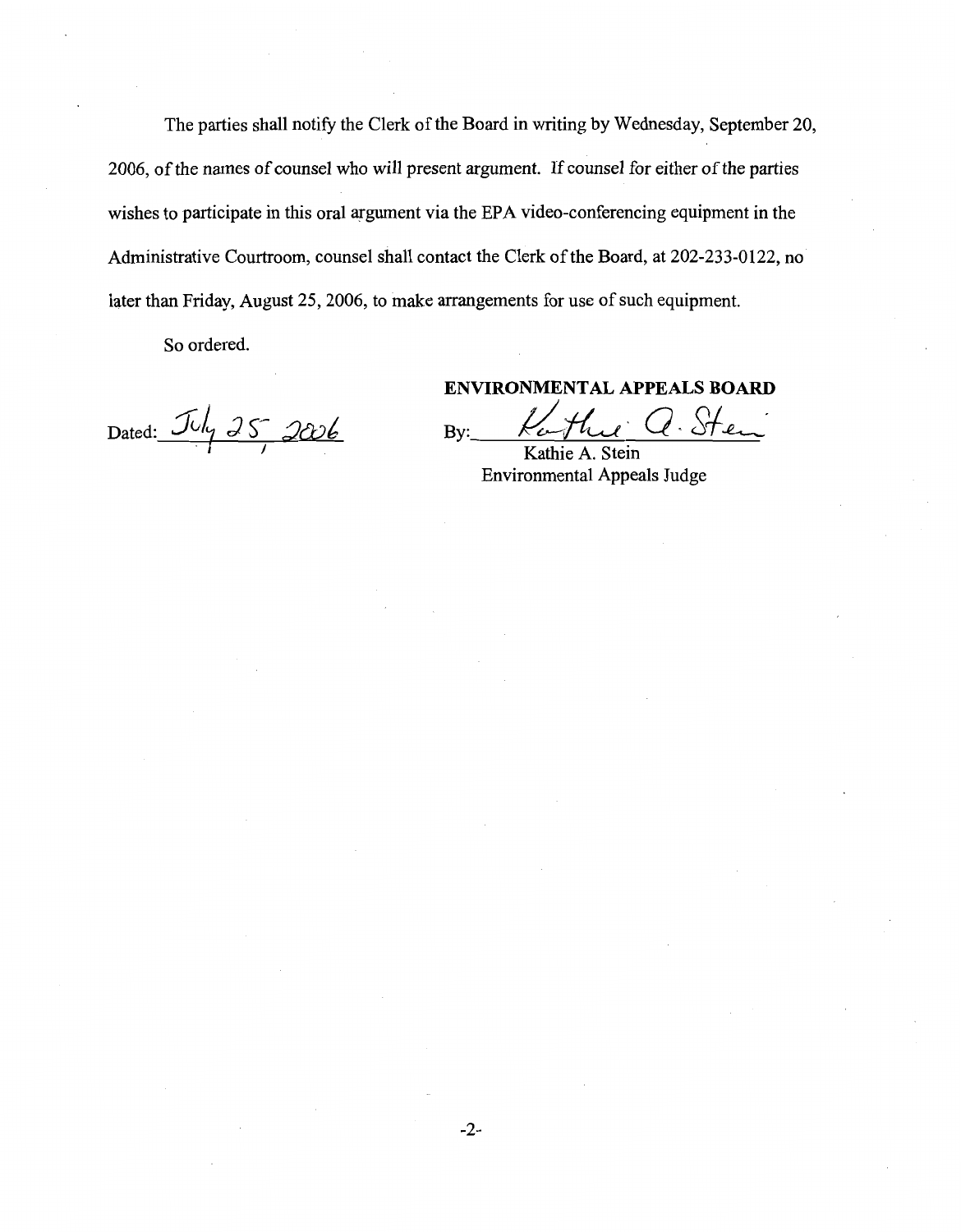The parties shall notify the Clerk of the Board in writing by Wednesday, September 20, 2006, of the names of counsel who will present argument. If counsel for either of the parties wishes to participate in this oral argument via the EPA video-conferencing equipment in the Administrative Courtroom, counsel shall contact the Clerk of the Board, at 202-233-0122, no later than Friday, August 25, 2006, to make arrangements for use of such equipment.

So ordered.

Dated: July 25, 2006

**ENVIRONMENTAL APPEALS BOARD**

By: Kathie A. Stein

Kathie A. Stein
Environmental Appeals Judge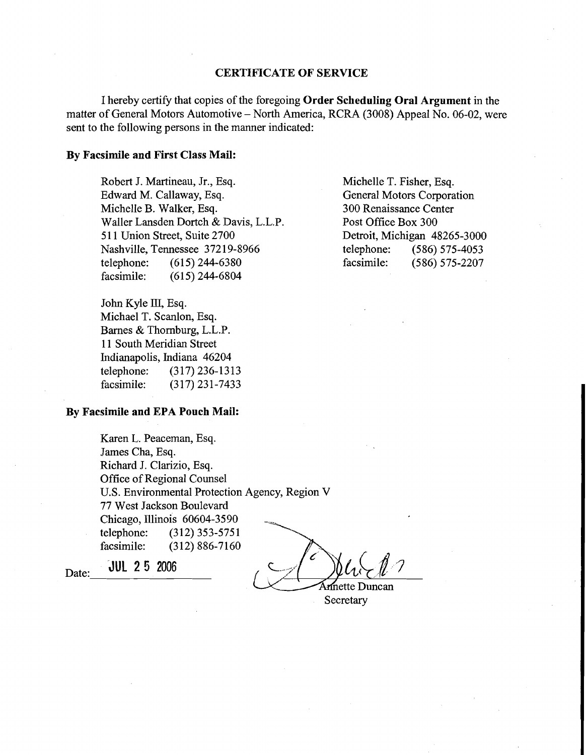## CERTIFICATE OF SERVICE

I hereby certify that copies of the foregoing **Order Scheduling Oral Argument** in the matter of General Motors Automotive – North America, RCRA (3008) Appeal No. 06-02, were sent to the following persons in the manner indicated:

**By Facsimile and First Class Mail:**

Robert J. Martineau, Jr., Esq.
Edward M. Callaway, Esq.
Michelle B. Walker, Esq.
Waller Lansden Dortch & Davis, L.L.P.
511 Union Street, Suite 2700
Nashville, Tennessee 37219-8966
telephone: (615) 244-6380
facsimile: (615) 244-6804

Michelle T. Fisher, Esq.
General Motors Corporation
300 Renaissance Center
Post Office Box 300
Detroit, Michigan 48265-3000
telephone: (586) 575-4053
facsimile: (586) 575-2207

John Kyle III, Esq.
Michael T. Scanlon, Esq.
Barnes & Thornburg, L.L.P.
11 South Meridian Street
Indianapolis, Indiana 46204
telephone: (317) 236-1313
facsimile: (317) 231-7433

**By Facsimile and EPA Pouch Mail:**

Karen L. Peaceman, Esq.
James Cha, Esq.
Richard J. Clarizio, Esq.
Office of Regional Counsel
U.S. Environmental Protection Agency, Region V
77 West Jackson Boulevard
Chicago, Illinois 60604-3590
telephone: (312) 353-5751
facsimile: (312) 886-7160

Date: JUL 25 2006

Annette Duncan
Secretary